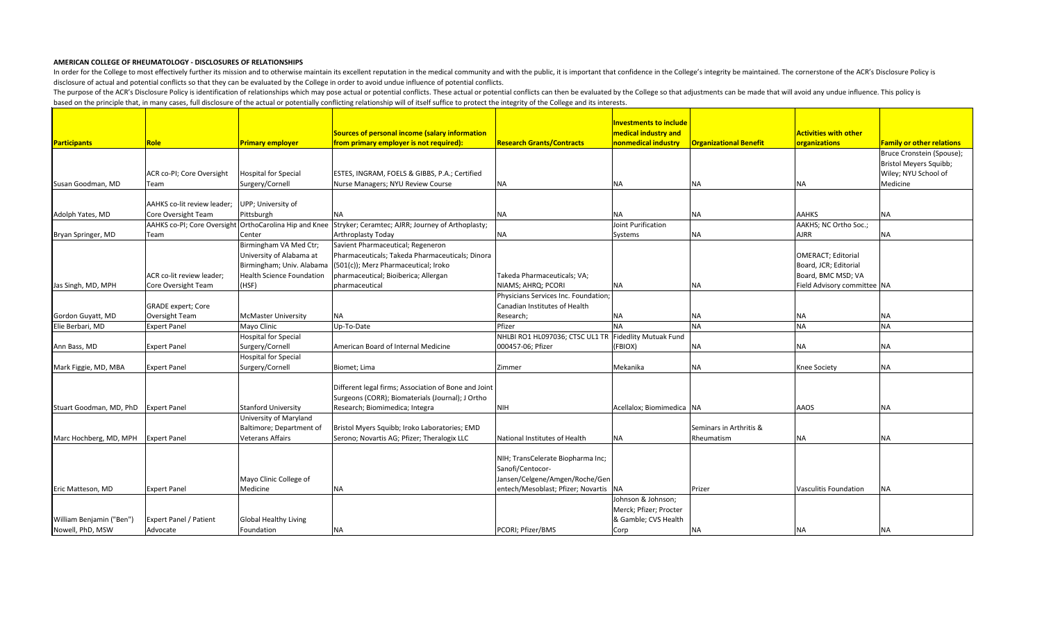**AMERICAN COLLEGE OF RHEUMATOLOGY - DISCLOSURES OF RELATIONSHIPS**

In order for the College to most effectively further its mission and to otherwise maintain its excellent reputation in the medical community and with the public, it is important that confidence in the College's integrity be maintained. The cornerstone of the ACR's Disclosure Policy is disclosure of actual and potential conflicts so that they can be evaluated by the College in order to avoid undue influence of potential conflicts.

The purpose of the ACR's Disclosure Policy is identification of relationships which may pose actual or potential conflicts. These actual or potential conflicts can then be evaluated by the College so that adjustments can be made that will avoid any undue influence. This policy is based on the principle that, in many cases, full disclosure of the actual or potentially conflicting relationship will of itself suffice to protect the integrity of the College and its interests.

| Participants | Role | Primary employer | Sources of personal income (salary information from primary employer is not required): | Research Grants/Contracts | Investments to include medical industry and nonmedical industry | Organizational Benefit | Activities with other organizations | Family or other relations |
|---|---|---|---|---|---|---|---|---|
| Susan Goodman, MD | ACR co-PI; Core Oversight Team | Hospital for Special Surgery/Cornell | ESTES, INGRAM, FOELS & GIBBS, P.A.; Certified Nurse Managers; NYU Review Course | NA | NA | NA | NA | Bruce Cronstein (Spouse); Bristol Meyers Squibb; Wiley; NYU School of Medicine |
| Adolph Yates, MD | AAHKS co-lit review leader; Core Oversight Team | UPP; University of Pittsburgh | NA | NA | NA | NA | AAHKS | NA |
| Bryan Springer, MD | AAHKS co-PI; Core Oversight Team | OrthoCarolina Hip and Knee Center | Stryker; Ceramtec; AJRR; Journey of Arthoplasty; Arthroplasty Today | NA | Joint Purification Systems | NA | AAKHS; NC Ortho Soc.; AJRR | NA |
| Jas Singh, MD, MPH | ACR co-lit review leader; Core Oversight Team | Birmingham VA Med Ctr; University of Alabama at Birmingham; Univ. Alabama Health Science Foundation (HSF) | Savient Pharmaceutical; Regeneron Pharmaceuticals; Takeda Pharmaceuticals; Dinora (501(c)); Merz Pharmaceutical; Iroko pharmaceutical; Bioiberica; Allergan pharmaceutical | Takeda Pharmaceuticals; VA; NIAMS; AHRQ; PCORI | NA | NA | OMERACT; Editorial Board, JCR; Editorial Board, BMC MSD; VA Field Advisory committee | NA |
| Gordon Guyatt, MD | GRADE expert; Core Oversight Team | McMaster University | NA | Physicians Services Inc. Foundation; Canadian Institutes of Health Research; | NA | NA | NA | NA |
| Elie Berbari, MD | Expert Panel | Mayo Clinic | Up-To-Date | Pfizer | NA | NA | NA | NA |
| Ann Bass, MD | Expert Panel | Hospital for Special Surgery/Cornell | American Board of Internal Medicine | NHLBI RO1 HL097036; CTSC UL1 TR 000457-06; Pfizer | Fidedlity Mutuak Fund (FBIOX) | NA | NA | NA |
| Mark Figgie, MD, MBA | Expert Panel | Hospital for Special Surgery/Cornell | Biomet; Lima | Zimmer | Mekanika | NA | Knee Society | NA |
| Stuart Goodman, MD, PhD | Expert Panel | Stanford University | Different legal firms; Association of Bone and Joint Surgeons (CORR); Biomaterials (Journal); J Ortho Research; Biomimedica; Integra | NIH | Acellalox; Biomimedica | NA | AAOS | NA |
| Marc Hochberg, MD, MPH | Expert Panel | University of Maryland Baltimore; Department of Veterans Affairs | Bristol Myers Squibb; Iroko Laboratories; EMD Serono; Novartis AG; Pfizer; Theralogix LLC | National Institutes of Health | NA | Seminars in Arthritis & Rheumatism | NA | NA |
| Eric Matteson, MD | Expert Panel | Mayo Clinic College of Medicine | NA | NIH; TransCelerate Biopharma Inc; Sanofi/Centocor-Jansen/Celgene/Amgen/Roche/Genentech/Mesoblast; Pfizer; Novartis | NA | Prizer | Vasculitis Foundation | NA |
| William Benjamin ("Ben") Nowell, PhD, MSW | Expert Panel / Patient Advocate | Global Healthy Living Foundation | NA | PCORI; Pfizer/BMS | Johnson & Johnson; Merck; Pfizer; Procter & Gamble; CVS Health Corp | NA | NA | NA |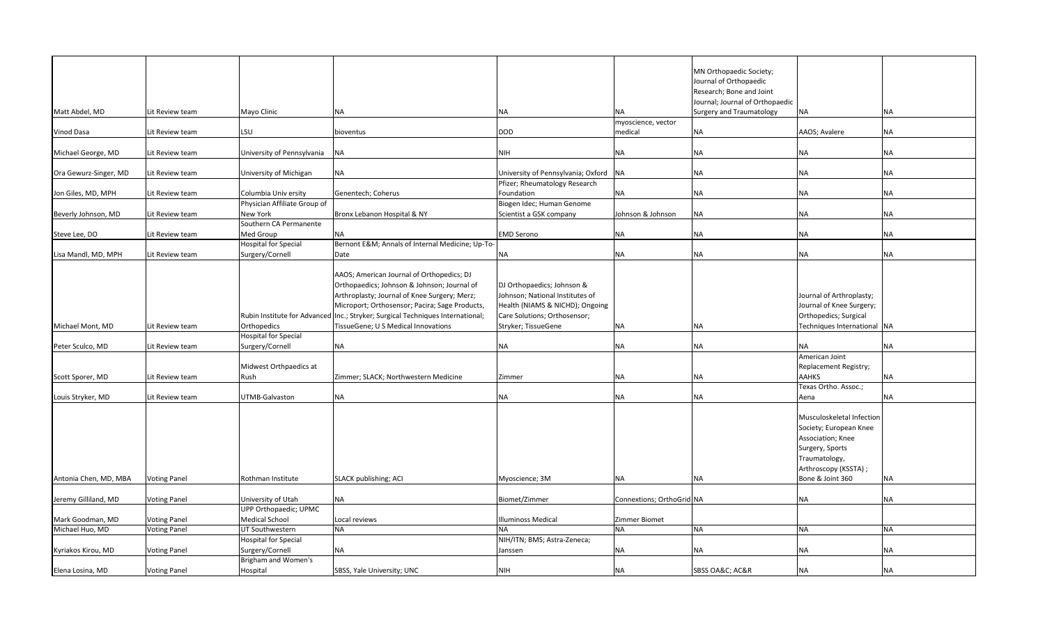| | | | | | | | | |
|---|---|---|---|---|---|---|---|---|
| Matt Abdel, MD | Lit Review team | Mayo Clinic | NA | NA | NA | MN Orthopaedic Society; Journal of Orthopaedic Research; Bone and Joint Journal; Journal of Orthopaedic Surgery and Traumatology | NA | NA |
| Vinod Dasa | Lit Review team | LSU | bioventus | DOD | myoscience, vector medical | NA | AAOS; Avalere | NA |
| Michael George, MD | Lit Review team | University of Pennsylvania | NA | NIH | NA | NA | NA | NA |
| Ora Gewurz-Singer, MD | Lit Review team | University of Michigan | NA | University of Pennsylvania; Oxford | NA | NA | NA | NA |
| Jon Giles, MD, MPH | Lit Review team | Columbia Univ ersity | Genentech; Coherus | Pfizer; Rheumatology Research Foundation | NA | NA | NA | NA |
| Beverly Johnson, MD | Lit Review team | Physician Affiliate Group of New York | Bronx Lebanon Hospital & NY | Biogen Idec; Human Genome Scientist a GSK company | Johnson & Johnson | NA | NA | NA |
| Steve Lee, DO | Lit Review team | Southern CA Permanente Med Group | NA | EMD Serono | NA | NA | NA | NA |
| Lisa Mandl, MD, MPH | Lit Review team | Hospital for Special Surgery/Cornell | Bernont E&M; Annals of Internal Medicine; Up-To-Date | NA | NA | NA | NA | NA |
| Michael Mont, MD | Lit Review team | Rubin Institute for Advanced Orthopedics | AAOS; American Journal of Orthopedics; DJ Orthopaedics; Johnson & Johnson; Journal of Arthroplasty; Journal of Knee Surgery; Merz; Microport; Orthosensor; Pacira; Sage Products, Inc.; Stryker; Surgical Techniques International; TissueGene; U S Medical Innovations | DJ Orthopaedics; Johnson & Johnson; National Institutes of Health (NIAMS & NICHD); Ongoing Care Solutions; Orthosensor; Stryker; TissueGene | NA | NA | Journal of Arthroplasty; Journal of Knee Surgery; Orthopedics; Surgical Techniques International | NA |
| Peter Sculco, MD | Lit Review team | Hospital for Special Surgery/Cornell | NA | NA | NA | NA | NA | NA |
| Scott Sporer, MD | Lit Review team | Midwest Orthpaedics at Rush | Zimmer; SLACK; Northwestern Medicine | Zimmer | NA | NA | American Joint Replacement Registry; AAHKS | NA |
| Louis Stryker, MD | Lit Review team | UTMB-Galvaston | NA | NA | NA | NA | Texas Ortho. Assoc.; Aena | NA |
| Antonia Chen, MD, MBA | Voting Panel | Rothman Institute | SLACK publishing; ACI | Myoscience; 3M | NA | NA | Musculoskeletal Infection Society; European Knee Association; Knee Surgery, Sports Traumatology, Arthroscopy (KSSTA) ; Bone & Joint 360 | NA |
| Jeremy Gilliland, MD | Voting Panel | University of Utah | NA | Biomet/Zimmer | Connextions; OrthoGrid | NA | NA | NA |
| Mark Goodman, MD | Voting Panel | UPP Orthopaedic; UPMC Medical School | Local reviews | Illuminoss Medical | Zimmer Biomet | | | |
| Michael Huo, MD | Voting Panel | UT Southwestern | NA | NA | NA | NA | NA | NA |
| Kyriakos Kirou, MD | Voting Panel | Hospital for Special Surgery/Cornell | NA | NIH/ITN; BMS; Astra-Zeneca; Janssen | NA | NA | NA | NA |
| Elena Losina, MD | Voting Panel | Brigham and Women's Hospital | SBSS, Yale University; UNC | NIH | NA | SBSS OA&C; AC&R | NA | NA |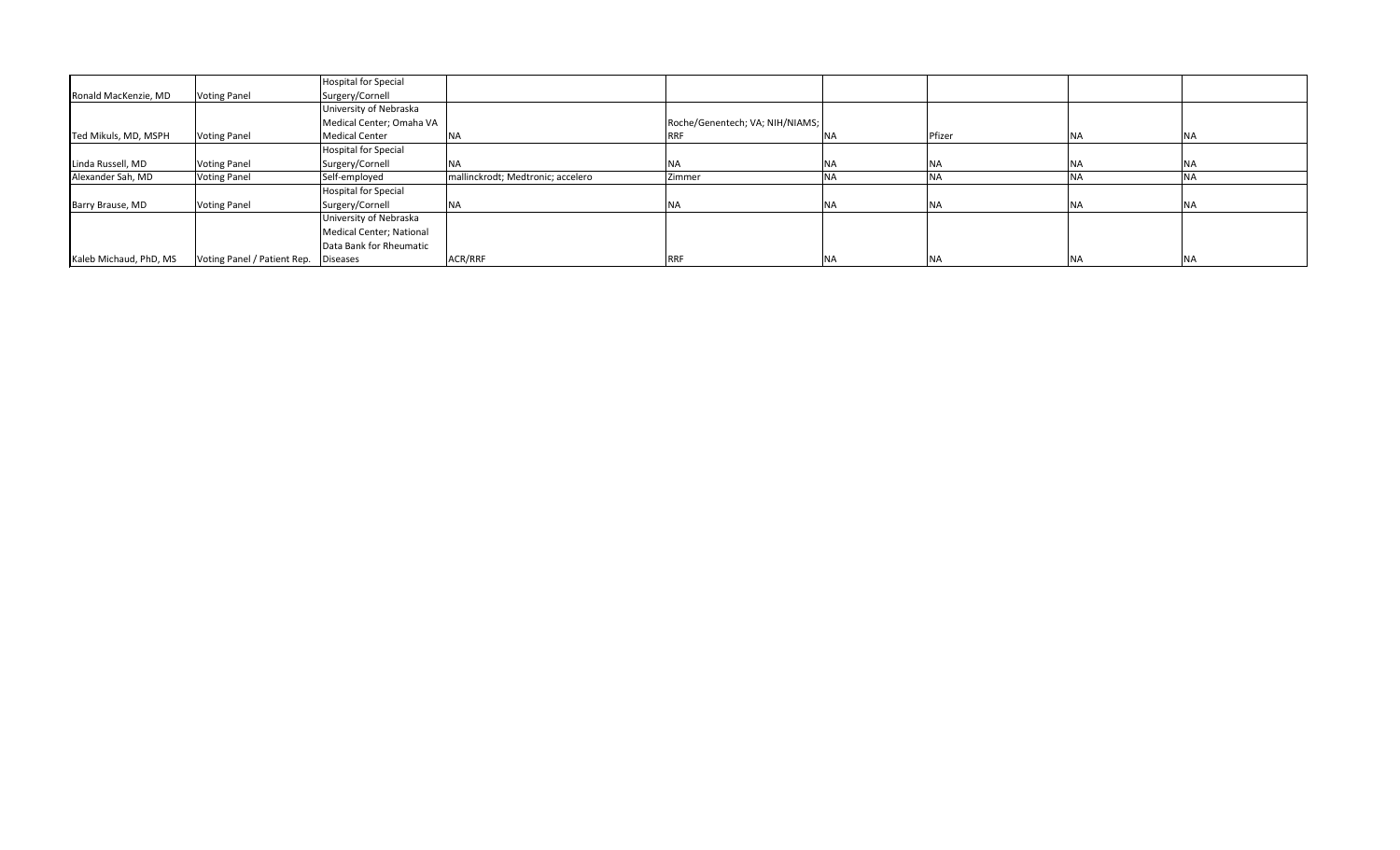| | | | | | | | | |
|---|---|---|---|---|---|---|---|---|
| Ronald MacKenzie, MD | Voting Panel | Hospital for Special Surgery/Cornell | | | | | | |
| Ted Mikuls, MD, MSPH | Voting Panel | University of Nebraska Medical Center; Omaha VA Medical Center | NA | Roche/Genentech; VA; NIH/NIAMS; RRF | NA | Pfizer | NA | NA |
| Linda Russell, MD | Voting Panel | Hospital for Special Surgery/Cornell | NA | NA | NA | NA | NA | NA |
| Alexander Sah, MD | Voting Panel | Self-employed | mallinckrodt; Medtronic; accelero | Zimmer | NA | NA | NA | NA |
| Barry Brause, MD | Voting Panel | Hospital for Special Surgery/Cornell | NA | NA | NA | NA | NA | NA |
| Kaleb Michaud, PhD, MS | Voting Panel / Patient Rep. | University of Nebraska Medical Center; National Data Bank for Rheumatic Diseases | ACR/RRF | RRF | NA | NA | NA | NA |